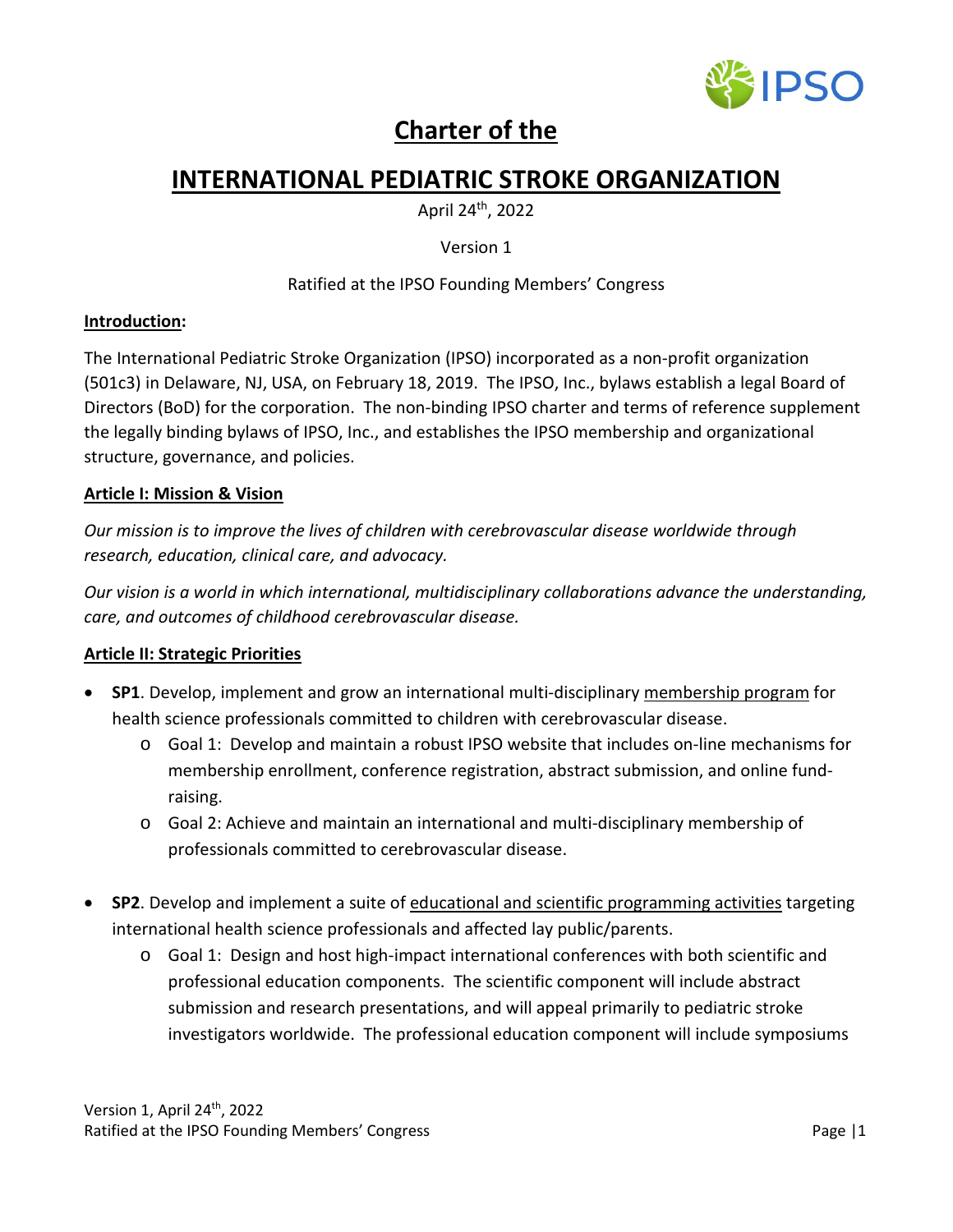# Charter of the

# INTERNATIONAL PEDIATRIC STROKE ORGANIZATION

April 24th, 2022

Version 1

Ratified at the IPSO Founding Members' Congress

**Introduction:**

The International Pediatric Stroke Organization (IPSO) incorporated as a non-profit organization (501c3) in Delaware, NJ, USA, on February 18, 2019. The IPSO, Inc., bylaws establish a legal Board of Directors (BoD) for the corporation. The non-binding IPSO charter and terms of reference supplement the legally binding bylaws of IPSO, Inc., and establishes the IPSO membership and organizational structure, governance, and policies.

**Article I: Mission & Vision**

*Our mission is to improve the lives of children with cerebrovascular disease worldwide through research, education, clinical care, and advocacy.*

*Our vision is a world in which international, multidisciplinary collaborations advance the understanding, care, and outcomes of childhood cerebrovascular disease.*

**Article II: Strategic Priorities**

- **SP1**. Develop, implement and grow an international multi-disciplinary membership program for health science professionals committed to children with cerebrovascular disease.
  - Goal 1: Develop and maintain a robust IPSO website that includes on-line mechanisms for membership enrollment, conference registration, abstract submission, and online fund-raising.
  - Goal 2: Achieve and maintain an international and multi-disciplinary membership of professionals committed to cerebrovascular disease.

- **SP2**. Develop and implement a suite of educational and scientific programming activities targeting international health science professionals and affected lay public/parents.
  - Goal 1: Design and host high-impact international conferences with both scientific and professional education components. The scientific component will include abstract submission and research presentations, and will appeal primarily to pediatric stroke investigators worldwide. The professional education component will include symposiums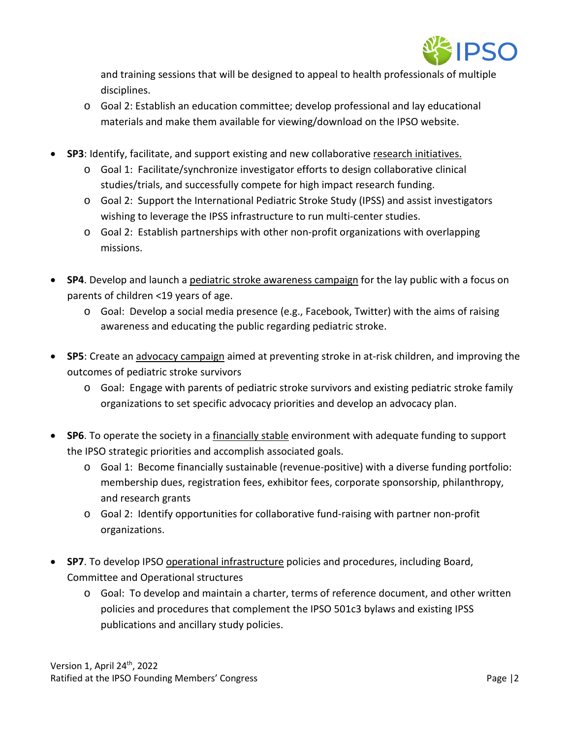and training sessions that will be designed to appeal to health professionals of multiple disciplines.
    - Goal 2: Establish an education committee; develop professional and lay educational materials and make them available for viewing/download on the IPSO website.

- **SP3**: Identify, facilitate, and support existing and new collaborative <u>research initiatives.</u>
    - Goal 1: Facilitate/synchronize investigator efforts to design collaborative clinical studies/trials, and successfully compete for high impact research funding.
    - Goal 2: Support the International Pediatric Stroke Study (IPSS) and assist investigators wishing to leverage the IPSS infrastructure to run multi-center studies.
    - Goal 2: Establish partnerships with other non-profit organizations with overlapping missions.

- **SP4**. Develop and launch a <u>pediatric stroke awareness campaign</u> for the lay public with a focus on parents of children <19 years of age.
    - Goal: Develop a social media presence (e.g., Facebook, Twitter) with the aims of raising awareness and educating the public regarding pediatric stroke.

- **SP5**: Create an <u>advocacy campaign</u> aimed at preventing stroke in at-risk children, and improving the outcomes of pediatric stroke survivors
    - Goal: Engage with parents of pediatric stroke survivors and existing pediatric stroke family organizations to set specific advocacy priorities and develop an advocacy plan.

- **SP6**. To operate the society in a <u>financially stable</u> environment with adequate funding to support the IPSO strategic priorities and accomplish associated goals.
    - Goal 1: Become financially sustainable (revenue-positive) with a diverse funding portfolio: membership dues, registration fees, exhibitor fees, corporate sponsorship, philanthropy, and research grants
    - Goal 2: Identify opportunities for collaborative fund-raising with partner non-profit organizations.

- **SP7**. To develop IPSO <u>operational infrastructure</u> policies and procedures, including Board, Committee and Operational structures
    - Goal: To develop and maintain a charter, terms of reference document, and other written policies and procedures that complement the IPSO 501c3 bylaws and existing IPSS publications and ancillary study policies.

Version 1, April 24th, 2022
Ratified at the IPSO Founding Members' Congress